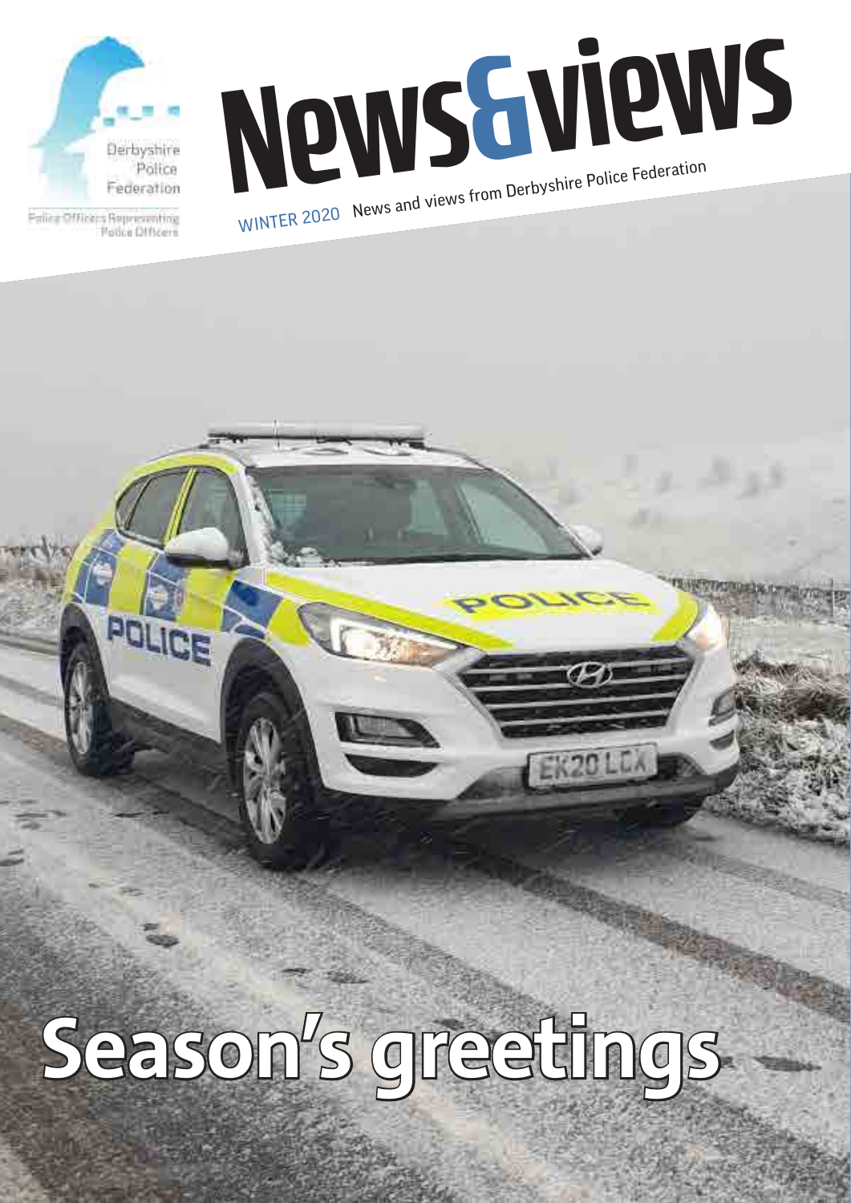Derbyshire Police Federation

Police Officers Representing Police Officers

# News&views

WINTER 2020 News and views from Derbyshire Police Federation

# Season's greetings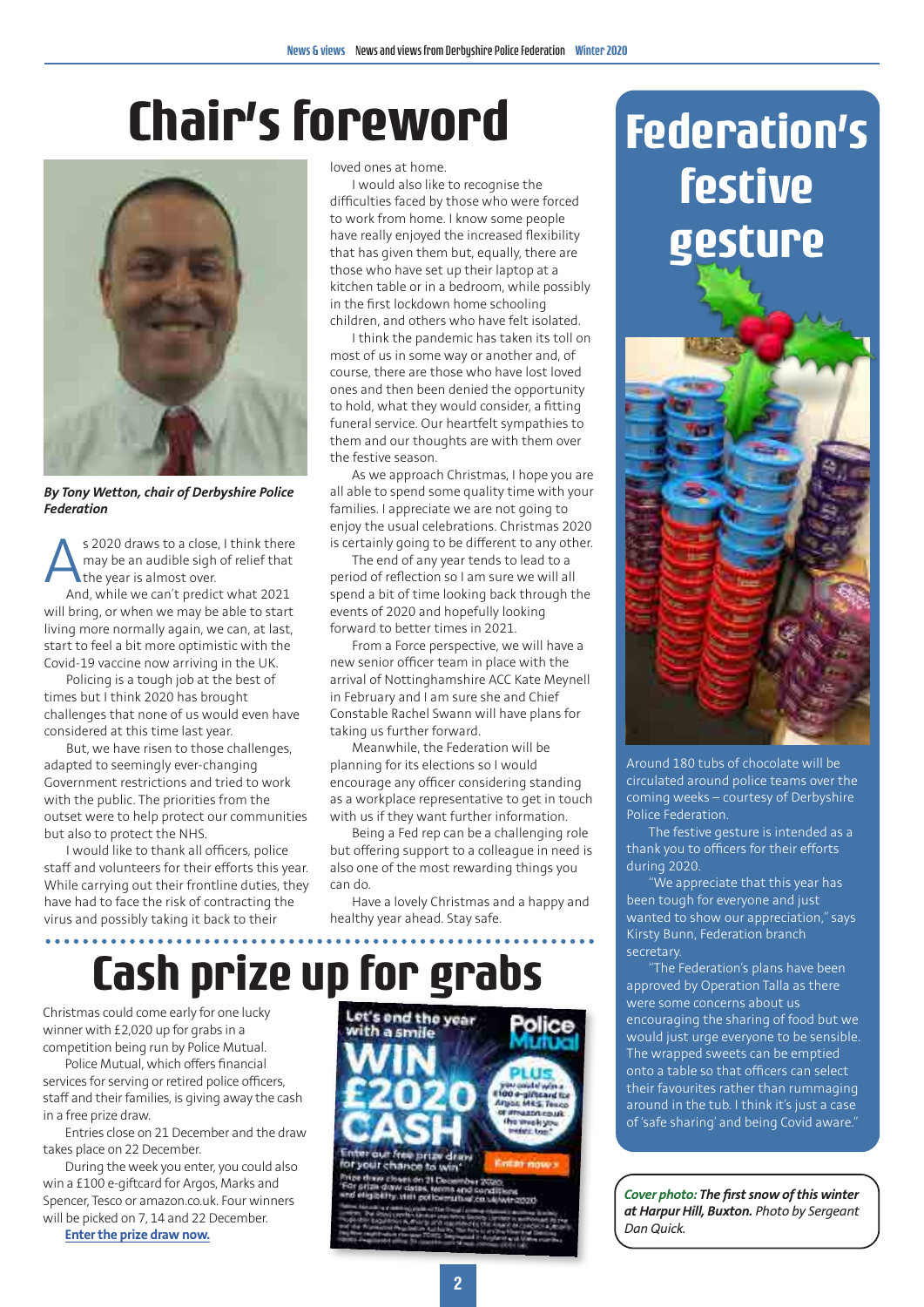# Chair's foreword

*By Tony Wetton, chair of Derbyshire Police Federation*

As 2020 draws to a close, I think there may be an audible sigh of relief that the year is almost over.

And, while we can't predict what 2021 will bring, or when we may be able to start living more normally again, we can, at last, start to feel a bit more optimistic with the Covid-19 vaccine now arriving in the UK.

Policing is a tough job at the best of times but I think 2020 has brought challenges that none of us would even have considered at this time last year.

But, we have risen to those challenges, adapted to seemingly ever-changing Government restrictions and tried to work with the public. The priorities from the outset were to help protect our communities but also to protect the NHS.

I would like to thank all officers, police staff and volunteers for their efforts this year. While carrying out their frontline duties, they have had to face the risk of contracting the virus and possibly taking it back to their loved ones at home.

I would also like to recognise the difficulties faced by those who were forced to work from home. I know some people have really enjoyed the increased flexibility that has given them but, equally, there are those who have set up their laptop at a kitchen table or in a bedroom, while possibly in the first lockdown home schooling children, and others who have felt isolated.

I think the pandemic has taken its toll on most of us in some way or another and, of course, there are those who have lost loved ones and then been denied the opportunity to hold, what they would consider, a fitting funeral service. Our heartfelt sympathies to them and our thoughts are with them over the festive season.

As we approach Christmas, I hope you are all able to spend some quality time with your families. I appreciate we are not going to enjoy the usual celebrations. Christmas 2020 is certainly going to be different to any other.

The end of any year tends to lead to a period of reflection so I am sure we will all spend a bit of time looking back through the events of 2020 and hopefully looking forward to better times in 2021.

From a Force perspective, we will have a new senior officer team in place with the arrival of Nottinghamshire ACC Kate Meynell in February and I am sure she and Chief Constable Rachel Swann will have plans for taking us further forward.

Meanwhile, the Federation will be planning for its elections so I would encourage any officer considering standing as a workplace representative to get in touch with us if they want further information.

Being a Fed rep can be a challenging role but offering support to a colleague in need is also one of the most rewarding things you can do.

Have a lovely Christmas and a happy and healthy year ahead. Stay safe.

# Cash prize up for grabs

Christmas could come early for one lucky winner with £2,020 up for grabs in a competition being run by Police Mutual.

Police Mutual, which offers financial services for serving or retired police officers, staff and their families, is giving away the cash in a free prize draw.

Entries close on 21 December and the draw takes place on 22 December.

During the week you enter, you could also win a £100 e-giftcard for Argos, Marks and Spencer, Tesco or amazon.co.uk. Four winners will be picked on 7, 14 and 22 December.

**Enter the prize draw now.**

# Federation's festive gesture

Around 180 tubs of chocolate will be circulated around police teams over the coming weeks – courtesy of Derbyshire Police Federation.

The festive gesture is intended as a thank you to officers for their efforts during 2020.

"We appreciate that this year has been tough for everyone and just wanted to show our appreciation," says Kirsty Bunn, Federation branch secretary.

"The Federation's plans have been approved by Operation Talla as there were some concerns about us encouraging the sharing of food but we would just urge everyone to be sensible. The wrapped sweets can be emptied onto a table so that officers can select their favourites rather than rummaging around in the tub. I think it's just a case of 'safe sharing' and being Covid aware."

***Cover photo:*** ***The first snow of this winter at Harpur Hill, Buxton.*** *Photo by Sergeant Dan Quick.*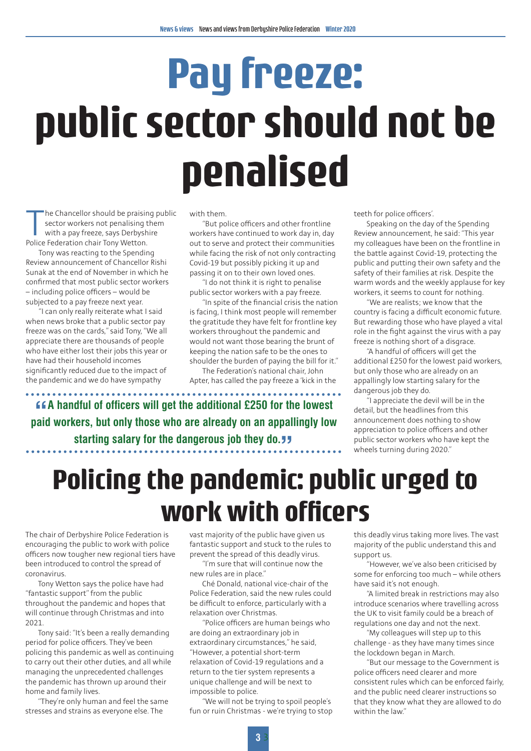# Pay freeze: public sector should not be penalised

The Chancellor should be praising public sector workers not penalising them with a pay freeze, says Derbyshire Police Federation chair Tony Wetton.

Tony was reacting to the Spending Review announcement of Chancellor Rishi Sunak at the end of November in which he confirmed that most public sector workers – including police officers – would be subjected to a pay freeze next year.

"I can only really reiterate what I said when news broke that a public sector pay freeze was on the cards," said Tony, "We all appreciate there are thousands of people who have either lost their jobs this year or have had their household incomes significantly reduced due to the impact of the pandemic and we do have sympathy with them.

"But police officers and other frontline workers have continued to work day in, day out to serve and protect their communities while facing the risk of not only contracting Covid-19 but possibly picking it up and passing it on to their own loved ones.

"I do not think it is right to penalise public sector workers with a pay freeze.

"In spite of the financial crisis the nation is facing, I think most people will remember the gratitude they have felt for frontline key workers throughout the pandemic and would not want those bearing the brunt of keeping the nation safe to be the ones to shoulder the burden of paying the bill for it."

The Federation's national chair, John Apter, has called the pay freeze a 'kick in the teeth for police officers'.

Speaking on the day of the Spending Review announcement, he said: "This year my colleagues have been on the frontline in the battle against Covid-19, protecting the public and putting their own safety and the safety of their families at risk. Despite the warm words and the weekly applause for key workers, it seems to count for nothing.

"We are realists; we know that the country is facing a difficult economic future. But rewarding those who have played a vital role in the fight against the virus with a pay freeze is nothing short of a disgrace.

"A handful of officers will get the additional £250 for the lowest paid workers, but only those who are already on an appallingly low starting salary for the dangerous job they do.

"I appreciate the devil will be in the detail, but the headlines from this announcement does nothing to show appreciation to police officers and other public sector workers who have kept the wheels turning during 2020."

> **"A handful of officers will get the additional £250 for the lowest paid workers, but only those who are already on an appallingly low starting salary for the dangerous job they do."**

# Policing the pandemic: public urged to work with officers

The chair of Derbyshire Police Federation is encouraging the public to work with police officers now tougher new regional tiers have been introduced to control the spread of coronavirus.

Tony Wetton says the police have had "fantastic support" from the public throughout the pandemic and hopes that will continue through Christmas and into 2021.

Tony said: "It's been a really demanding period for police officers. They've been policing this pandemic as well as continuing to carry out their other duties, and all while managing the unprecedented challenges the pandemic has thrown up around their home and family lives.

"They're only human and feel the same stresses and strains as everyone else. The vast majority of the public have given us fantastic support and stuck to the rules to prevent the spread of this deadly virus.

"I'm sure that will continue now the new rules are in place."

Ché Donald, national vice-chair of the Police Federation, said the new rules could be difficult to enforce, particularly with a relaxation over Christmas.

"Police officers are human beings who are doing an extraordinary job in extraordinary circumstances," he said, "However, a potential short-term relaxation of Covid-19 regulations and a return to the tier system represents a unique challenge and will be next to impossible to police.

"We will not be trying to spoil people's fun or ruin Christmas - we're trying to stop this deadly virus taking more lives. The vast majority of the public understand this and support us.

"However, we've also been criticised by some for enforcing too much – while others have said it's not enough.

"A limited break in restrictions may also introduce scenarios where travelling across the UK to visit family could be a breach of regulations one day and not the next.

"My colleagues will step up to this challenge - as they have many times since the lockdown began in March.

"But our message to the Government is police officers need clearer and more consistent rules which can be enforced fairly, and the public need clearer instructions so that they know what they are allowed to do within the law."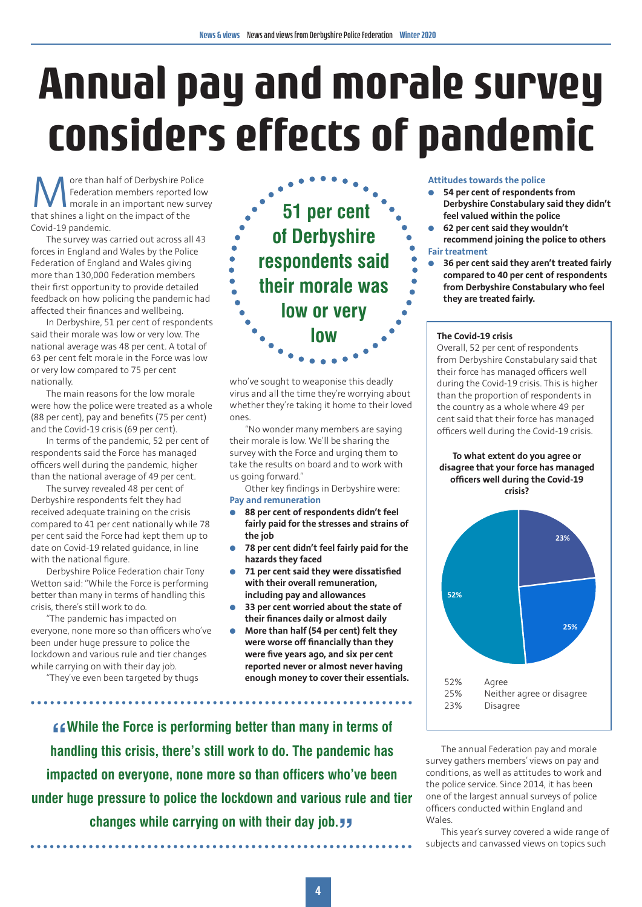# Annual pay and morale survey considers effects of pandemic

More than half of Derbyshire Police Federation members reported low morale in an important new survey that shines a light on the impact of the Covid-19 pandemic.

The survey was carried out across all 43 forces in England and Wales by the Police Federation of England and Wales giving more than 130,000 Federation members their first opportunity to provide detailed feedback on how policing the pandemic had affected their finances and wellbeing.

In Derbyshire, 51 per cent of respondents said their morale was low or very low. The national average was 48 per cent. A total of 63 per cent felt morale in the Force was low or very low compared to 75 per cent nationally.

The main reasons for the low morale were how the police were treated as a whole (88 per cent), pay and benefits (75 per cent) and the Covid-19 crisis (69 per cent).

In terms of the pandemic, 52 per cent of respondents said the Force has managed officers well during the pandemic, higher than the national average of 49 per cent.

The survey revealed 48 per cent of Derbyshire respondents felt they had received adequate training on the crisis compared to 41 per cent nationally while 78 per cent said the Force had kept them up to date on Covid-19 related guidance, in line with the national figure.

Derbyshire Police Federation chair Tony Wetton said: "While the Force is performing better than many in terms of handling this crisis, there's still work to do.

"The pandemic has impacted on everyone, none more so than officers who've been under huge pressure to police the lockdown and various rule and tier changes while carrying on with their day job.

"They've even been targeted by thugs who've sought to weaponise this deadly virus and all the time they're worrying about whether they're taking it home to their loved ones.

"No wonder many members are saying their morale is low. We'll be sharing the survey with the Force and urging them to take the results on board and to work with us going forward."

> **51 per cent of Derbyshire respondents said their morale was low or very low**

Other key findings in Derbyshire were:

**Pay and remuneration**

- **88 per cent of respondents didn't feel fairly paid for the stresses and strains of the job**
- **78 per cent didn't feel fairly paid for the hazards they faced**
- **71 per cent said they were dissatisfied with their overall remuneration, including pay and allowances**
- **33 per cent worried about the state of their finances daily or almost daily**
- **More than half (54 per cent) felt they were worse off financially than they were five years ago, and six per cent reported never or almost never having enough money to cover their essentials.**

**Attitudes towards the police**

- **54 per cent of respondents from Derbyshire Constabulary said they didn't feel valued within the police**
- **62 per cent said they wouldn't recommend joining the police to others**

**Fair treatment**

- **36 per cent said they aren't treated fairly compared to 40 per cent of respondents from Derbyshire Constabulary who feel they are treated fairly.**

> **"While the Force is performing better than many in terms of handling this crisis, there's still work to do. The pandemic has impacted on everyone, none more so than officers who've been under huge pressure to police the lockdown and various rule and tier changes while carrying on with their day job."**

### The Covid-19 crisis

Overall, 52 per cent of respondents from Derbyshire Constabulary said that their force has managed officers well during the Covid-19 crisis. This is higher than the proportion of respondents in the country as a whole where 49 per cent said that their force has managed officers well during the Covid-19 crisis.

**To what extent do you agree or disagree that your force has managed officers well during the Covid-19 crisis?**

| % | Response |
|---|---|
| 52% | Agree |
| 25% | Neither agree or disagree |
| 23% | Disagree |

The annual Federation pay and morale survey gathers members' views on pay and conditions, as well as attitudes to work and the police service. Since 2014, it has been one of the largest annual surveys of police officers conducted within England and Wales.

This year's survey covered a wide range of subjects and canvassed views on topics such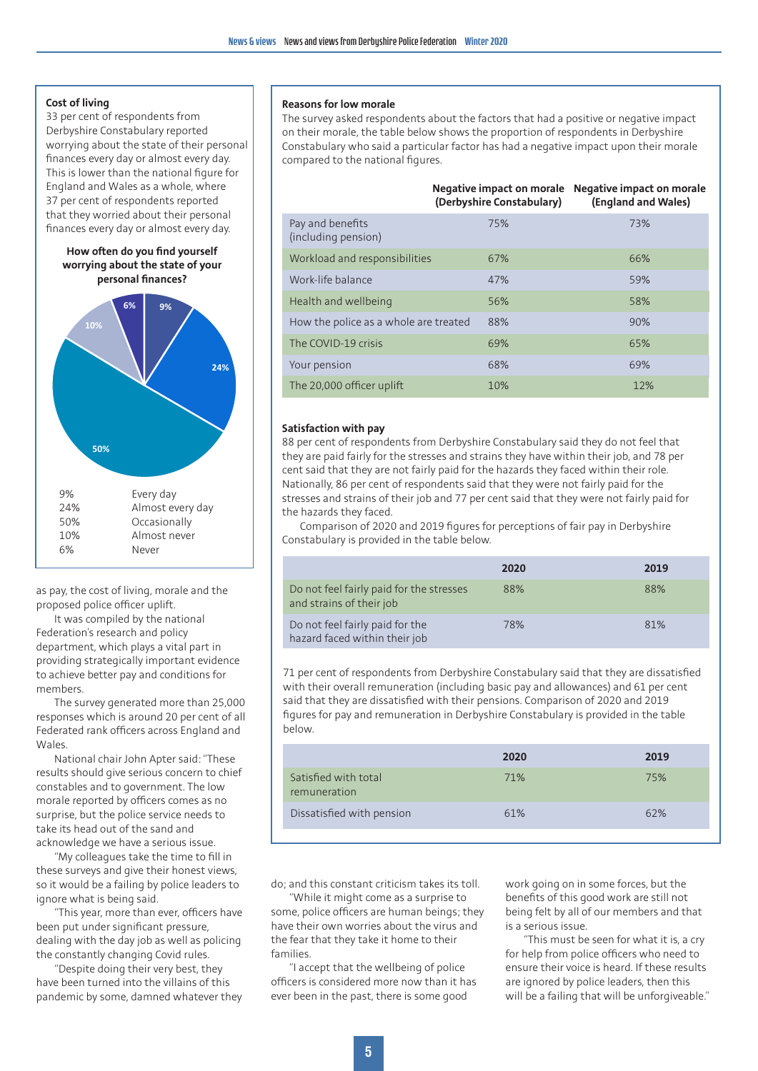### Cost of living

33 per cent of respondents from Derbyshire Constabulary reported worrying about the state of their personal finances every day or almost every day. This is lower than the national figure for England and Wales as a whole, where 37 per cent of respondents reported that they worried about their personal finances every day or almost every day.

**How often do you find yourself worrying about the state of your personal finances?**

| | |
|---|---|
| 9% | Every day |
| 24% | Almost every day |
| 50% | Occasionally |
| 10% | Almost never |
| 6% | Never |

as pay, the cost of living, morale and the proposed police officer uplift.

It was compiled by the national Federation's research and policy department, which plays a vital part in providing strategically important evidence to achieve better pay and conditions for members.

The survey generated more than 25,000 responses which is around 20 per cent of all Federated rank officers across England and Wales.

National chair John Apter said: "These results should give serious concern to chief constables and to government. The low morale reported by officers comes as no surprise, but the police service needs to take its head out of the sand and acknowledge we have a serious issue.

"My colleagues take the time to fill in these surveys and give their honest views, so it would be a failing by police leaders to ignore what is being said.

"This year, more than ever, officers have been put under significant pressure, dealing with the day job as well as policing the constantly changing Covid rules.

"Despite doing their very best, they have been turned into the villains of this pandemic by some, damned whatever they do; and this constant criticism takes its toll.

"While it might come as a surprise to some, police officers are human beings; they have their own worries about the virus and the fear that they take it home to their families.

"I accept that the wellbeing of police officers is considered more now than it has ever been in the past, there is some good work going on in some forces, but the benefits of this good work are still not being felt by all of our members and that is a serious issue.

"This must be seen for what it is, a cry for help from police officers who need to ensure their voice is heard. If these results are ignored by police leaders, then this will be a failing that will be unforgiveable."

### Reasons for low morale

The survey asked respondents about the factors that had a positive or negative impact on their morale, the table below shows the proportion of respondents in Derbyshire Constabulary who said a particular factor has had a negative impact upon their morale compared to the national figures.

| | Negative impact on morale (Derbyshire Constabulary) | Negative impact on morale (England and Wales) |
|---|---|---|
| Pay and benefits (including pension) | 75% | 73% |
| Workload and responsibilities | 67% | 66% |
| Work-life balance | 47% | 59% |
| Health and wellbeing | 56% | 58% |
| How the police as a whole are treated | 88% | 90% |
| The COVID-19 crisis | 69% | 65% |
| Your pension | 68% | 69% |
| The 20,000 officer uplift | 10% | 12% |

### Satisfaction with pay

88 per cent of respondents from Derbyshire Constabulary said they do not feel that they are paid fairly for the stresses and strains they have within their job, and 78 per cent said that they are not fairly paid for the hazards they faced within their role. Nationally, 86 per cent of respondents said that they were not fairly paid for the stresses and strains of their job and 77 per cent said that they were not fairly paid for the hazards they faced.

Comparison of 2020 and 2019 figures for perceptions of fair pay in Derbyshire Constabulary is provided in the table below.

| | 2020 | 2019 |
|---|---|---|
| Do not feel fairly paid for the stresses and strains of their job | 88% | 88% |
| Do not feel fairly paid for the hazard faced within their job | 78% | 81% |

71 per cent of respondents from Derbyshire Constabulary said that they are dissatisfied with their overall remuneration (including basic pay and allowances) and 61 per cent said that they are dissatisfied with their pensions. Comparison of 2020 and 2019 figures for pay and remuneration in Derbyshire Constabulary is provided in the table below.

| | 2020 | 2019 |
|---|---|---|
| Satisfied with total remuneration | 71% | 75% |
| Dissatisfied with pension | 61% | 62% |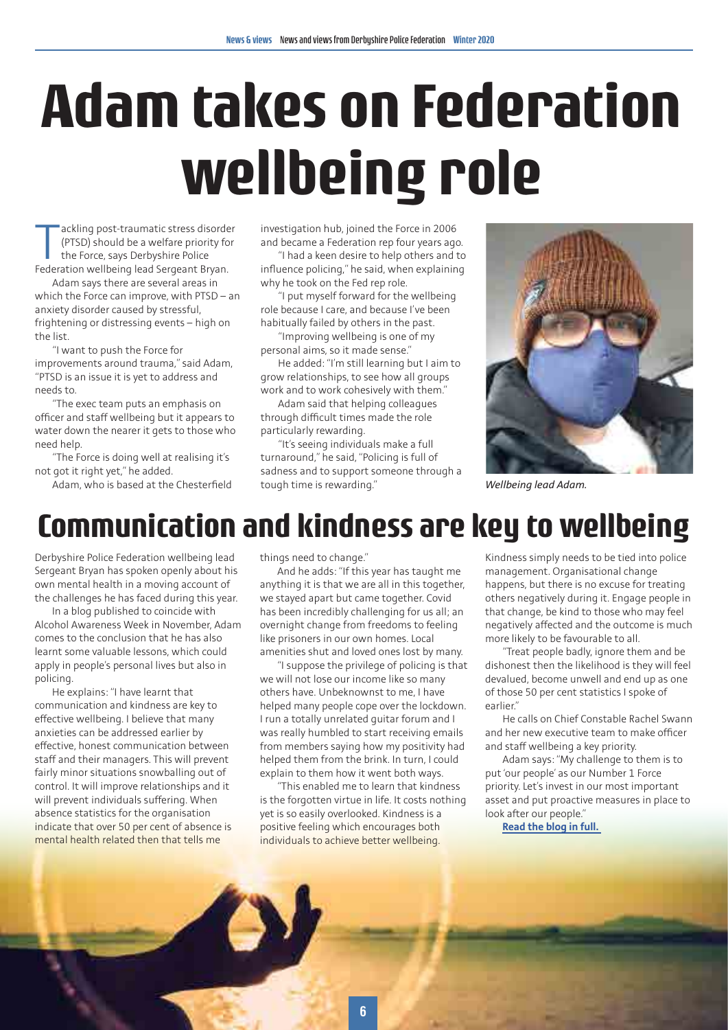# Adam takes on Federation wellbeing role

Tackling post-traumatic stress disorder (PTSD) should be a welfare priority for the Force, says Derbyshire Police Federation wellbeing lead Sergeant Bryan.

Adam says there are several areas in which the Force can improve, with PTSD – an anxiety disorder caused by stressful, frightening or distressing events – high on the list.

"I want to push the Force for improvements around trauma," said Adam, "PTSD is an issue it is yet to address and needs to.

"The exec team puts an emphasis on officer and staff wellbeing but it appears to water down the nearer it gets to those who need help.

"The Force is doing well at realising it's not got it right yet," he added.

Adam, who is based at the Chesterfield investigation hub, joined the Force in 2006 and became a Federation rep four years ago.

"I had a keen desire to help others and to influence policing," he said, when explaining why he took on the Fed rep role.

"I put myself forward for the wellbeing role because I care, and because I've been habitually failed by others in the past.

"Improving wellbeing is one of my personal aims, so it made sense."

He added: "I'm still learning but I aim to grow relationships, to see how all groups work and to work cohesively with them."

Adam said that helping colleagues through difficult times made the role particularly rewarding.

"It's seeing individuals make a full turnaround," he said, "Policing is full of sadness and to support someone through a tough time is rewarding."

*Wellbeing lead Adam.*

## Communication and kindness are key to wellbeing

Derbyshire Police Federation wellbeing lead Sergeant Bryan has spoken openly about his own mental health in a moving account of the challenges he has faced during this year.

In a blog published to coincide with Alcohol Awareness Week in November, Adam comes to the conclusion that he has also learnt some valuable lessons, which could apply in people's personal lives but also in policing.

He explains: "I have learnt that communication and kindness are key to effective wellbeing. I believe that many anxieties can be addressed earlier by effective, honest communication between staff and their managers. This will prevent fairly minor situations snowballing out of control. It will improve relationships and it will prevent individuals suffering. When absence statistics for the organisation indicate that over 50 per cent of absence is mental health related then that tells me things need to change."

And he adds: "If this year has taught me anything it is that we are all in this together, we stayed apart but came together. Covid has been incredibly challenging for us all; an overnight change from freedoms to feeling like prisoners in our own homes. Local amenities shut and loved ones lost by many.

"I suppose the privilege of policing is that we will not lose our income like so many others have. Unbeknownst to me, I have helped many people cope over the lockdown. I run a totally unrelated guitar forum and I was really humbled to start receiving emails from members saying how my positivity had helped them from the brink. In turn, I could explain to them how it went both ways.

"This enabled me to learn that kindness is the forgotten virtue in life. It costs nothing yet is so easily overlooked. Kindness is a positive feeling which encourages both individuals to achieve better wellbeing. Kindness simply needs to be tied into police management. Organisational change happens, but there is no excuse for treating others negatively during it. Engage people in that change, be kind to those who may feel negatively affected and the outcome is much more likely to be favourable to all.

"Treat people badly, ignore them and be dishonest then the likelihood is they will feel devalued, become unwell and end up as one of those 50 per cent statistics I spoke of earlier."

He calls on Chief Constable Rachel Swann and her new executive team to make officer and staff wellbeing a key priority.

Adam says: "My challenge to them is to put 'our people' as our Number 1 Force priority. Let's invest in our most important asset and put proactive measures in place to look after our people."

**Read the blog in full.**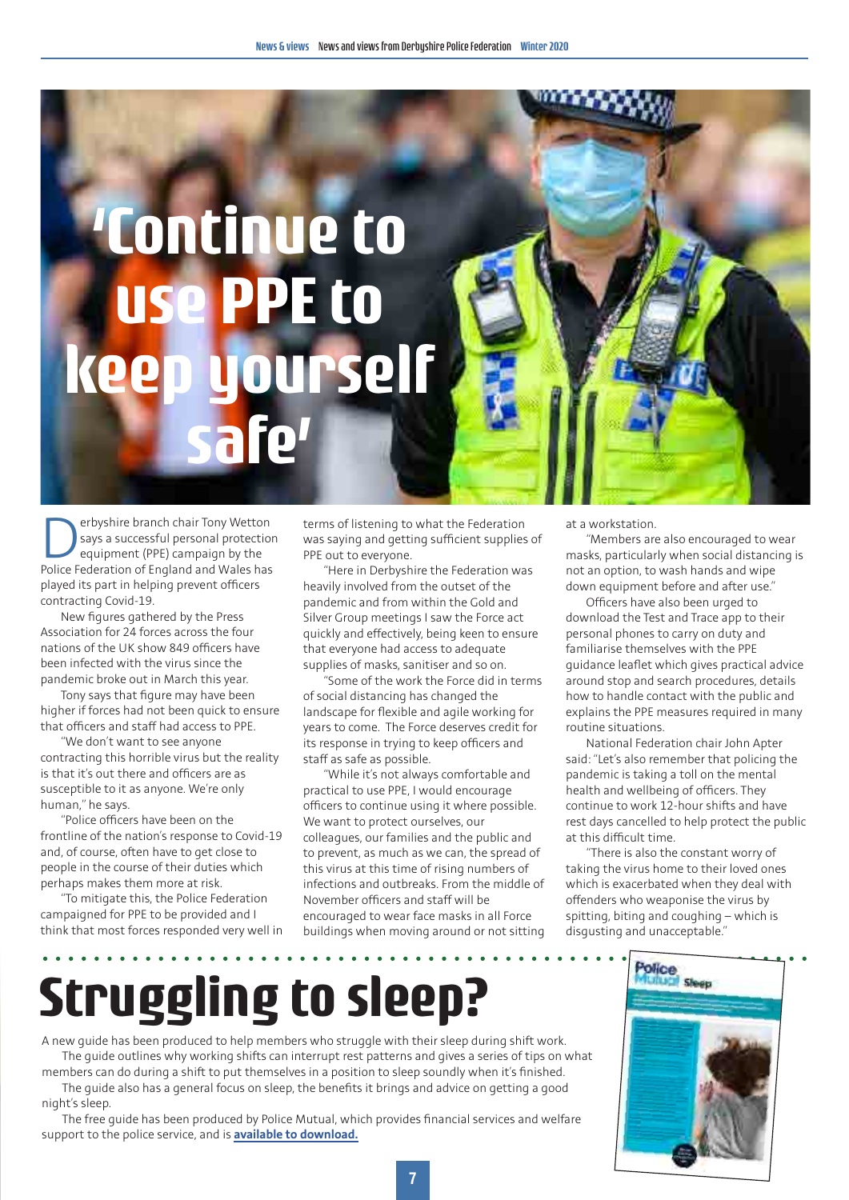# 'Continue to use PPE to keep yourself safe'

Derbyshire branch chair Tony Wetton says a successful personal protection equipment (PPE) campaign by the Police Federation of England and Wales has played its part in helping prevent officers contracting Covid-19.

New figures gathered by the Press Association for 24 forces across the four nations of the UK show 849 officers have been infected with the virus since the pandemic broke out in March this year.

Tony says that figure may have been higher if forces had not been quick to ensure that officers and staff had access to PPE.

"We don't want to see anyone contracting this horrible virus but the reality is that it's out there and officers are as susceptible to it as anyone. We're only human," he says.

"Police officers have been on the frontline of the nation's response to Covid-19 and, of course, often have to get close to people in the course of their duties which perhaps makes them more at risk.

"To mitigate this, the Police Federation campaigned for PPE to be provided and I think that most forces responded very well in terms of listening to what the Federation was saying and getting sufficient supplies of PPE out to everyone.

"Here in Derbyshire the Federation was heavily involved from the outset of the pandemic and from within the Gold and Silver Group meetings I saw the Force act quickly and effectively, being keen to ensure that everyone had access to adequate supplies of masks, sanitiser and so on.

"Some of the work the Force did in terms of social distancing has changed the landscape for flexible and agile working for years to come. The Force deserves credit for its response in trying to keep officers and staff as safe as possible.

"While it's not always comfortable and practical to use PPE, I would encourage officers to continue using it where possible. We want to protect ourselves, our colleagues, our families and the public and to prevent, as much as we can, the spread of this virus at this time of rising numbers of infections and outbreaks. From the middle of November officers and staff will be encouraged to wear face masks in all Force buildings when moving around or not sitting at a workstation.

"Members are also encouraged to wear masks, particularly when social distancing is not an option, to wash hands and wipe down equipment before and after use."

Officers have also been urged to download the Test and Trace app to their personal phones to carry on duty and familiarise themselves with the PPE guidance leaflet which gives practical advice around stop and search procedures, details how to handle contact with the public and explains the PPE measures required in many routine situations.

National Federation chair John Apter said: "Let's also remember that policing the pandemic is taking a toll on the mental health and wellbeing of officers. They continue to work 12-hour shifts and have rest days cancelled to help protect the public at this difficult time.

"There is also the constant worry of taking the virus home to their loved ones which is exacerbated when they deal with offenders who weaponise the virus by spitting, biting and coughing – which is disgusting and unacceptable."

# Struggling to sleep?

A new guide has been produced to help members who struggle with their sleep during shift work.

The guide outlines why working shifts can interrupt rest patterns and gives a series of tips on what members can do during a shift to put themselves in a position to sleep soundly when it's finished.

The guide also has a general focus on sleep, the benefits it brings and advice on getting a good night's sleep.

The free guide has been produced by Police Mutual, which provides financial services and welfare support to the police service, and is **available to download.**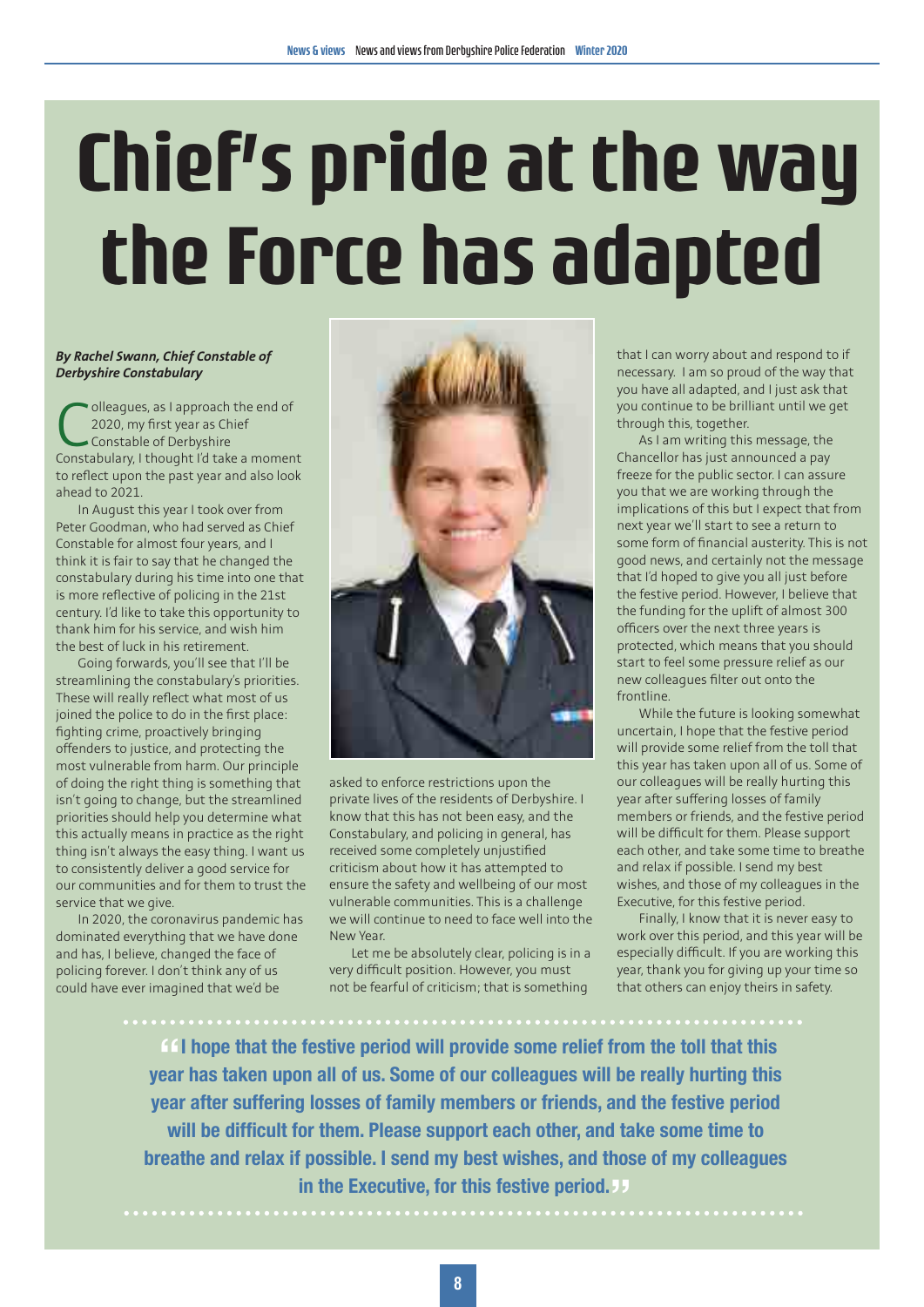# Chief's pride at the way the Force has adapted

***By Rachel Swann, Chief Constable of Derbyshire Constabulary***

Colleagues, as I approach the end of 2020, my first year as Chief Constable of Derbyshire Constabulary, I thought I'd take a moment to reflect upon the past year and also look ahead to 2021.

In August this year I took over from Peter Goodman, who had served as Chief Constable for almost four years, and I think it is fair to say that he changed the constabulary during his time into one that is more reflective of policing in the 21st century. I'd like to take this opportunity to thank him for his service, and wish him the best of luck in his retirement.

Going forwards, you'll see that I'll be streamlining the constabulary's priorities. These will really reflect what most of us joined the police to do in the first place: fighting crime, proactively bringing offenders to justice, and protecting the most vulnerable from harm. Our principle of doing the right thing is something that isn't going to change, but the streamlined priorities should help you determine what this actually means in practice as the right thing isn't always the easy thing. I want us to consistently deliver a good service for our communities and for them to trust the service that we give.

In 2020, the coronavirus pandemic has dominated everything that we have done and has, I believe, changed the face of policing forever. I don't think any of us could have ever imagined that we'd be asked to enforce restrictions upon the private lives of the residents of Derbyshire. I know that this has not been easy, and the Constabulary, and policing in general, has received some completely unjustified criticism about how it has attempted to ensure the safety and wellbeing of our most vulnerable communities. This is a challenge we will continue to need to face well into the New Year.

Let me be absolutely clear, policing is in a very difficult position. However, you must not be fearful of criticism; that is something that I can worry about and respond to if necessary. I am so proud of the way that you have all adapted, and I just ask that you continue to be brilliant until we get through this, together.

As I am writing this message, the Chancellor has just announced a pay freeze for the public sector. I can assure you that we are working through the implications of this but I expect that from next year we'll start to see a return to some form of financial austerity. This is not good news, and certainly not the message that I'd hoped to give you all just before the festive period. However, I believe that the funding for the uplift of almost 300 officers over the next three years is protected, which means that you should start to feel some pressure relief as our new colleagues filter out onto the frontline.

While the future is looking somewhat uncertain, I hope that the festive period will provide some relief from the toll that this year has taken upon all of us. Some of our colleagues will be really hurting this year after suffering losses of family members or friends, and the festive period will be difficult for them. Please support each other, and take some time to breathe and relax if possible. I send my best wishes, and those of my colleagues in the Executive, for this festive period.

Finally, I know that it is never easy to work over this period, and this year will be especially difficult. If you are working this year, thank you for giving up your time so that others can enjoy theirs in safety.

> **"I hope that the festive period will provide some relief from the toll that this year has taken upon all of us. Some of our colleagues will be really hurting this year after suffering losses of family members or friends, and the festive period will be difficult for them. Please support each other, and take some time to breathe and relax if possible. I send my best wishes, and those of my colleagues in the Executive, for this festive period."**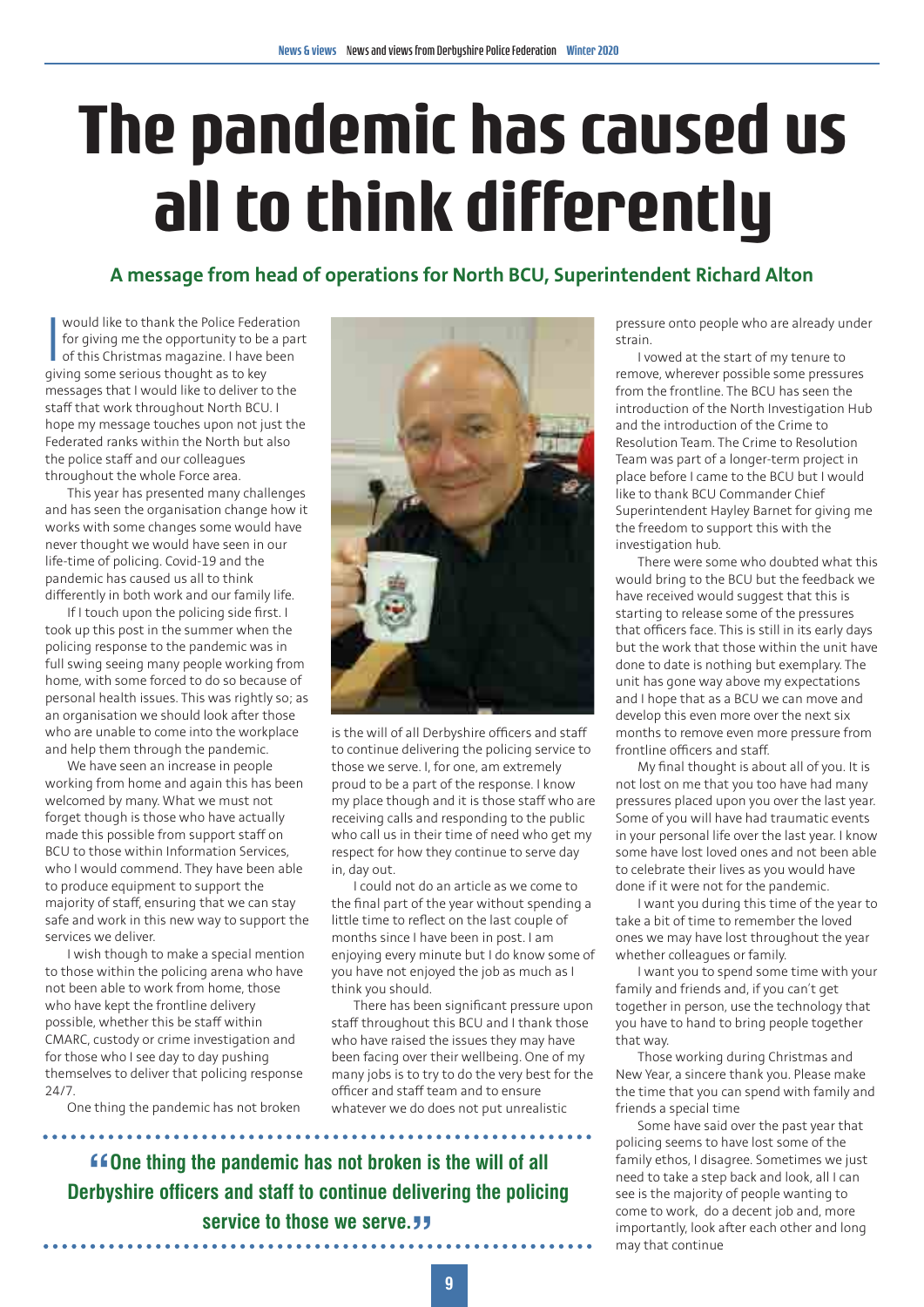# The pandemic has caused us all to think differently

## A message from head of operations for North BCU, Superintendent Richard Alton

I would like to thank the Police Federation for giving me the opportunity to be a part of this Christmas magazine. I have been giving some serious thought as to key messages that I would like to deliver to the staff that work throughout North BCU. I hope my message touches upon not just the Federated ranks within the North but also the police staff and our colleagues throughout the whole Force area.

This year has presented many challenges and has seen the organisation change how it works with some changes some would have never thought we would have seen in our life-time of policing. Covid-19 and the pandemic has caused us all to think differently in both work and our family life.

If I touch upon the policing side first. I took up this post in the summer when the policing response to the pandemic was in full swing seeing many people working from home, with some forced to do so because of personal health issues. This was rightly so; as an organisation we should look after those who are unable to come into the workplace and help them through the pandemic.

We have seen an increase in people working from home and again this has been welcomed by many. What we must not forget though is those who have actually made this possible from support staff on BCU to those within Information Services, who I would commend. They have been able to produce equipment to support the majority of staff, ensuring that we can stay safe and work in this new way to support the services we deliver.

I wish though to make a special mention to those within the policing arena who have not been able to work from home, those who have kept the frontline delivery possible, whether this be staff within CMARC, custody or crime investigation and for those who I see day to day pushing themselves to deliver that policing response 24/7.

One thing the pandemic has not broken is the will of all Derbyshire officers and staff to continue delivering the policing service to those we serve. I, for one, am extremely proud to be a part of the response. I know my place though and it is those staff who are receiving calls and responding to the public who call us in their time of need who get my respect for how they continue to serve day in, day out.

I could not do an article as we come to the final part of the year without spending a little time to reflect on the last couple of months since I have been in post. I am enjoying every minute but I do know some of you have not enjoyed the job as much as I think you should.

There has been significant pressure upon staff throughout this BCU and I thank those who have raised the issues they may have been facing over their wellbeing. One of my many jobs is to try to do the very best for the officer and staff team and to ensure whatever we do does not put unrealistic pressure onto people who are already under strain.

> **"One thing the pandemic has not broken is the will of all Derbyshire officers and staff to continue delivering the policing service to those we serve."**

I vowed at the start of my tenure to remove, wherever possible some pressures from the frontline. The BCU has seen the introduction of the North Investigation Hub and the introduction of the Crime to Resolution Team. The Crime to Resolution Team was part of a longer-term project in place before I came to the BCU but I would like to thank BCU Commander Chief Superintendent Hayley Barnet for giving me the freedom to support this with the investigation hub.

There were some who doubted what this would bring to the BCU but the feedback we have received would suggest that this is starting to release some of the pressures that officers face. This is still in its early days but the work that those within the unit have done to date is nothing but exemplary. The unit has gone way above my expectations and I hope that as a BCU we can move and develop this even more over the next six months to remove even more pressure from frontline officers and staff.

My final thought is about all of you. It is not lost on me that you too have had many pressures placed upon you over the last year. Some of you will have had traumatic events in your personal life over the last year. I know some have lost loved ones and not been able to celebrate their lives as you would have done if it were not for the pandemic.

I want you during this time of the year to take a bit of time to remember the loved ones we may have lost throughout the year whether colleagues or family.

I want you to spend some time with your family and friends and, if you can't get together in person, use the technology that you have to hand to bring people together that way.

Those working during Christmas and New Year, a sincere thank you. Please make the time that you can spend with family and friends a special time

Some have said over the past year that policing seems to have lost some of the family ethos, I disagree. Sometimes we just need to take a step back and look, all I can see is the majority of people wanting to come to work, do a decent job and, more importantly, look after each other and long may that continue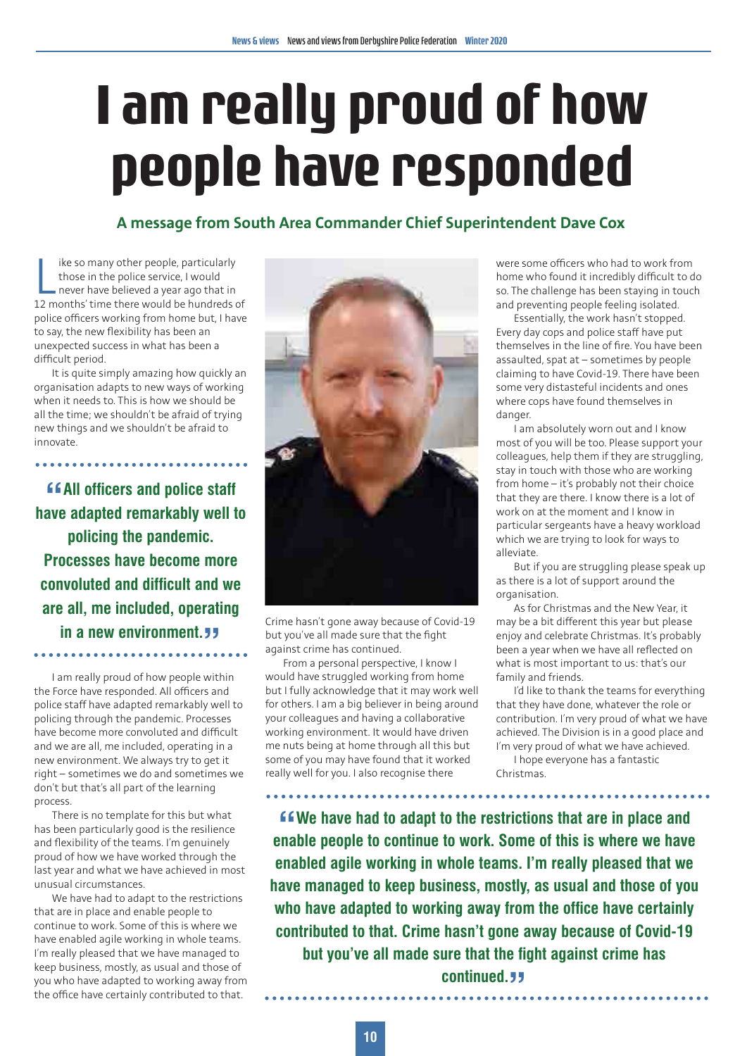# I am really proud of how people have responded

### A message from South Area Commander Chief Superintendent Dave Cox

Like so many other people, particularly those in the police service, I would never have believed a year ago that in 12 months' time there would be hundreds of police officers working from home but, I have to say, the new flexibility has been an unexpected success in what has been a difficult period.

It is quite simply amazing how quickly an organisation adapts to new ways of working when it needs to. This is how we should be all the time; we shouldn't be afraid of trying new things and we shouldn't be afraid to innovate.

> **"All officers and police staff have adapted remarkably well to policing the pandemic. Processes have become more convoluted and difficult and we are all, me included, operating in a new environment."**

I am really proud of how people within the Force have responded. All officers and police staff have adapted remarkably well to policing through the pandemic. Processes have become more convoluted and difficult and we are all, me included, operating in a new environment. We always try to get it right – sometimes we do and sometimes we don't but that's all part of the learning process.

There is no template for this but what has been particularly good is the resilience and flexibility of the teams. I'm genuinely proud of how we have worked through the last year and what we have achieved in most unusual circumstances.

We have had to adapt to the restrictions that are in place and enable people to continue to work. Some of this is where we have enabled agile working in whole teams. I'm really pleased that we have managed to keep business, mostly, as usual and those of you who have adapted to working away from the office have certainly contributed to that.

Crime hasn't gone away because of Covid-19 but you've all made sure that the fight against crime has continued.

From a personal perspective, I know I would have struggled working from home but I fully acknowledge that it may work well for others. I am a big believer in being around your colleagues and having a collaborative working environment. It would have driven me nuts being at home through all this but some of you may have found that it worked really well for you. I also recognise there were some officers who had to work from home who found it incredibly difficult to do so. The challenge has been staying in touch and preventing people feeling isolated.

Essentially, the work hasn't stopped. Every day cops and police staff have put themselves in the line of fire. You have been assaulted, spat at – sometimes by people claiming to have Covid-19. There have been some very distasteful incidents and ones where cops have found themselves in danger.

I am absolutely worn out and I know most of you will be too. Please support your colleagues, help them if they are struggling, stay in touch with those who are working from home – it's probably not their choice that they are there. I know there is a lot of work on at the moment and I know in particular sergeants have a heavy workload which we are trying to look for ways to alleviate.

But if you are struggling please speak up as there is a lot of support around the organisation.

As for Christmas and the New Year, it may be a bit different this year but please enjoy and celebrate Christmas. It's probably been a year when we have all reflected on what is most important to us: that's our family and friends.

I'd like to thank the teams for everything that they have done, whatever the role or contribution. I'm very proud of what we have achieved. The Division is in a good place and I'm very proud of what we have achieved.

I hope everyone has a fantastic Christmas.

> **"We have had to adapt to the restrictions that are in place and enable people to continue to work. Some of this is where we have enabled agile working in whole teams. I'm really pleased that we have managed to keep business, mostly, as usual and those of you who have adapted to working away from the office have certainly contributed to that. Crime hasn't gone away because of Covid-19 but you've all made sure that the fight against crime has continued."**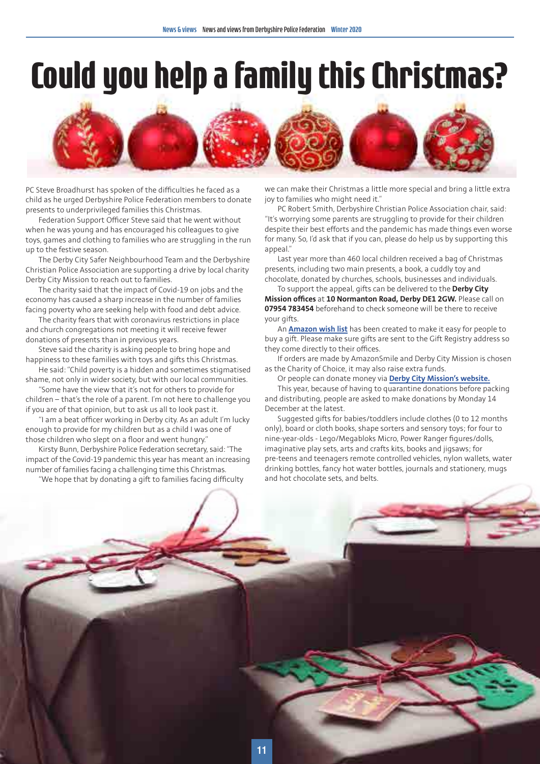# Could you help a family this Christmas?

PC Steve Broadhurst has spoken of the difficulties he faced as a child as he urged Derbyshire Police Federation members to donate presents to underprivileged families this Christmas.

Federation Support Officer Steve said that he went without when he was young and has encouraged his colleagues to give toys, games and clothing to families who are struggling in the run up to the festive season.

The Derby City Safer Neighbourhood Team and the Derbyshire Christian Police Association are supporting a drive by local charity Derby City Mission to reach out to families.

The charity said that the impact of Covid-19 on jobs and the economy has caused a sharp increase in the number of families facing poverty who are seeking help with food and debt advice.

The charity fears that with coronavirus restrictions in place and church congregations not meeting it will receive fewer donations of presents than in previous years.

Steve said the charity is asking people to bring hope and happiness to these families with toys and gifts this Christmas.

He said: "Child poverty is a hidden and sometimes stigmatised shame, not only in wider society, but with our local communities.

"Some have the view that it's not for others to provide for children – that's the role of a parent. I'm not here to challenge you if you are of that opinion, but to ask us all to look past it.

"I am a beat officer working in Derby city. As an adult I'm lucky enough to provide for my children but as a child I was one of those children who slept on a floor and went hungry."

Kirsty Bunn, Derbyshire Police Federation secretary, said: "The impact of the Covid-19 pandemic this year has meant an increasing number of families facing a challenging time this Christmas.

"We hope that by donating a gift to families facing difficulty we can make their Christmas a little more special and bring a little extra joy to families who might need it."

PC Robert Smith, Derbyshire Christian Police Association chair, said: "It's worrying some parents are struggling to provide for their children despite their best efforts and the pandemic has made things even worse for many. So, I'd ask that if you can, please do help us by supporting this appeal."

Last year more than 460 local children received a bag of Christmas presents, including two main presents, a book, a cuddly toy and chocolate, donated by churches, schools, businesses and individuals.

To support the appeal, gifts can be delivered to the **Derby City Mission offices** at **10 Normanton Road, Derby DE1 2GW.** Please call on **07954 783454** beforehand to check someone will be there to receive your gifts.

An **Amazon wish list** has been created to make it easy for people to buy a gift. Please make sure gifts are sent to the Gift Registry address so they come directly to their offices.

If orders are made by AmazonSmile and Derby City Mission is chosen as the Charity of Choice, it may also raise extra funds.

Or people can donate money via **Derby City Mission's website.**

This year, because of having to quarantine donations before packing and distributing, people are asked to make donations by Monday 14 December at the latest.

Suggested gifts for babies/toddlers include clothes (0 to 12 months only), board or cloth books, shape sorters and sensory toys; for four to nine-year-olds - Lego/Megabloks Micro, Power Ranger figures/dolls, imaginative play sets, arts and crafts kits, books and jigsaws; for pre-teens and teenagers remote controlled vehicles, nylon wallets, water drinking bottles, fancy hot water bottles, journals and stationery, mugs and hot chocolate sets, and belts.